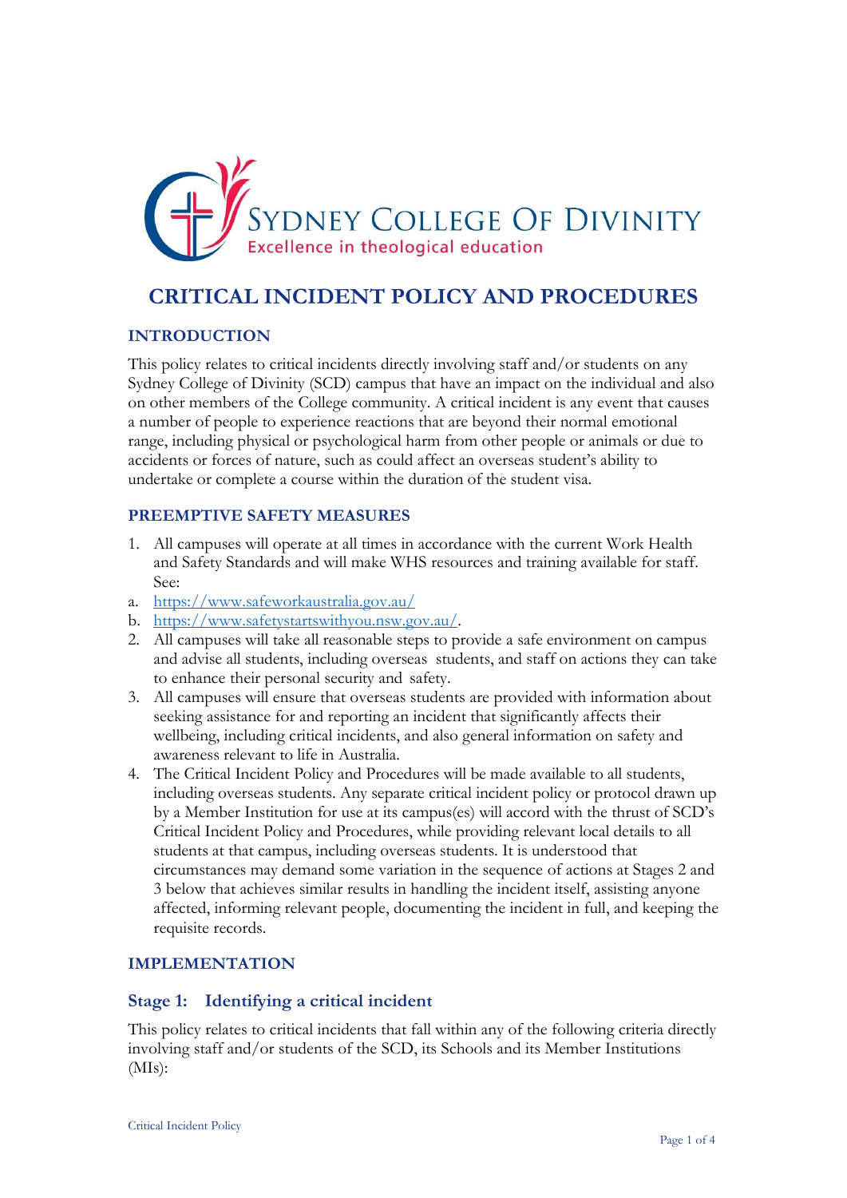SYDNEY COLLEGE OF DIVINITY

Excellence in theological education

# CRITICAL INCIDENT POLICY AND PROCEDURES

## INTRODUCTION

This policy relates to critical incidents directly involving staff and/or students on any Sydney College of Divinity (SCD) campus that have an impact on the individual and also on other members of the College community. A critical incident is any event that causes a number of people to experience reactions that are beyond their normal emotional range, including physical or psychological harm from other people or animals or due to accidents or forces of nature, such as could affect an overseas student's ability to undertake or complete a course within the duration of the student visa.

## PREEMPTIVE SAFETY MEASURES

1. All campuses will operate at all times in accordance with the current Work Health and Safety Standards and will make WHS resources and training available for staff. See:
   a. [https://www.safeworkaustralia.gov.au/](https://www.safeworkaustralia.gov.au/)
   b. [https://www.safetystartswithyou.nsw.gov.au/](https://www.safetystartswithyou.nsw.gov.au/).
2. All campuses will take all reasonable steps to provide a safe environment on campus and advise all students, including overseas students, and staff on actions they can take to enhance their personal security and safety.
3. All campuses will ensure that overseas students are provided with information about seeking assistance for and reporting an incident that significantly affects their wellbeing, including critical incidents, and also general information on safety and awareness relevant to life in Australia.
4. The Critical Incident Policy and Procedures will be made available to all students, including overseas students. Any separate critical incident policy or protocol drawn up by a Member Institution for use at its campus(es) will accord with the thrust of SCD's Critical Incident Policy and Procedures, while providing relevant local details to all students at that campus, including overseas students. It is understood that circumstances may demand some variation in the sequence of actions at Stages 2 and 3 below that achieves similar results in handling the incident itself, assisting anyone affected, informing relevant people, documenting the incident in full, and keeping the requisite records.

## IMPLEMENTATION

### Stage 1: Identifying a critical incident

This policy relates to critical incidents that fall within any of the following criteria directly involving staff and/or students of the SCD, its Schools and its Member Institutions (MIs):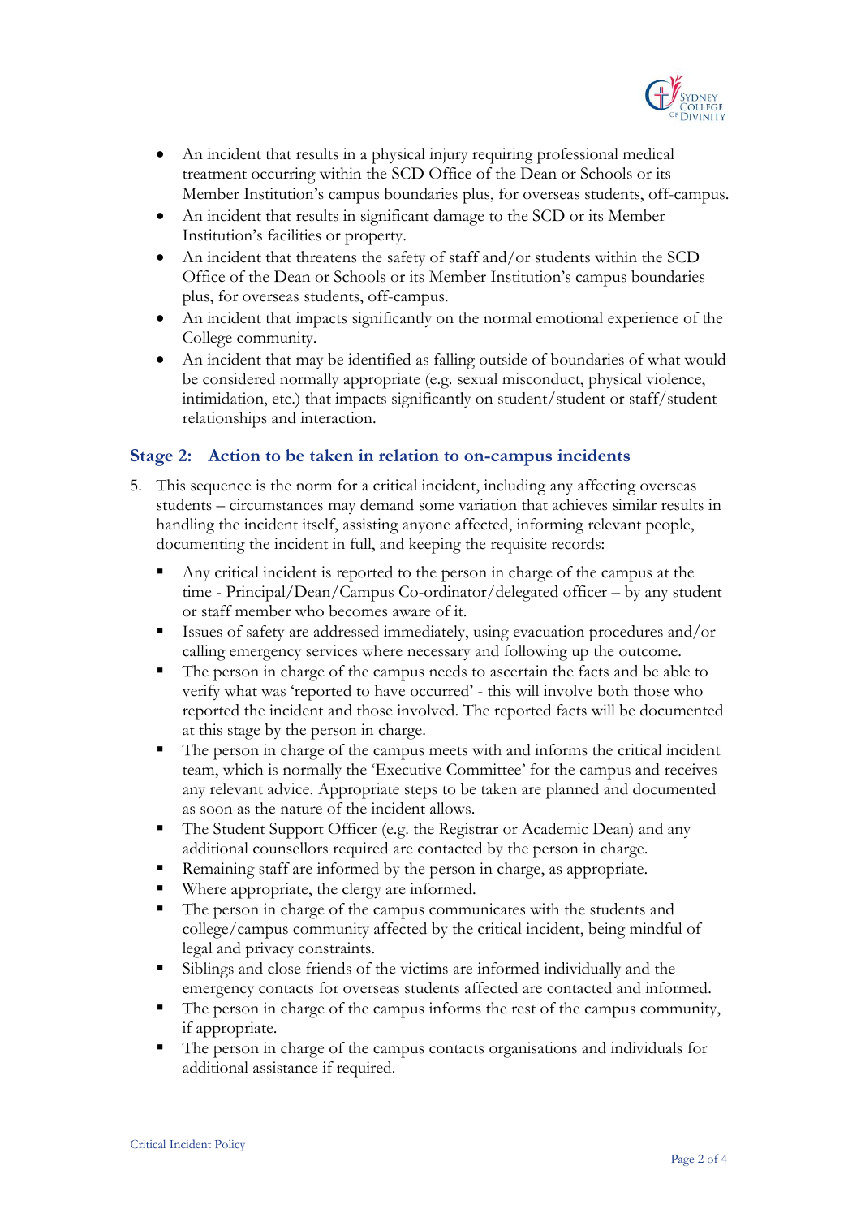- An incident that results in a physical injury requiring professional medical treatment occurring within the SCD Office of the Dean or Schools or its Member Institution's campus boundaries plus, for overseas students, off-campus.
- An incident that results in significant damage to the SCD or its Member Institution's facilities or property.
- An incident that threatens the safety of staff and/or students within the SCD Office of the Dean or Schools or its Member Institution's campus boundaries plus, for overseas students, off-campus.
- An incident that impacts significantly on the normal emotional experience of the College community.
- An incident that may be identified as falling outside of boundaries of what would be considered normally appropriate (e.g. sexual misconduct, physical violence, intimidation, etc.) that impacts significantly on student/student or staff/student relationships and interaction.

## Stage 2: Action to be taken in relation to on-campus incidents

5. This sequence is the norm for a critical incident, including any affecting overseas students – circumstances may demand some variation that achieves similar results in handling the incident itself, assisting anyone affected, informing relevant people, documenting the incident in full, and keeping the requisite records:
   - Any critical incident is reported to the person in charge of the campus at the time - Principal/Dean/Campus Co-ordinator/delegated officer – by any student or staff member who becomes aware of it.
   - Issues of safety are addressed immediately, using evacuation procedures and/or calling emergency services where necessary and following up the outcome.
   - The person in charge of the campus needs to ascertain the facts and be able to verify what was 'reported to have occurred' - this will involve both those who reported the incident and those involved. The reported facts will be documented at this stage by the person in charge.
   - The person in charge of the campus meets with and informs the critical incident team, which is normally the 'Executive Committee' for the campus and receives any relevant advice. Appropriate steps to be taken are planned and documented as soon as the nature of the incident allows.
   - The Student Support Officer (e.g. the Registrar or Academic Dean) and any additional counsellors required are contacted by the person in charge.
   - Remaining staff are informed by the person in charge, as appropriate.
   - Where appropriate, the clergy are informed.
   - The person in charge of the campus communicates with the students and college/campus community affected by the critical incident, being mindful of legal and privacy constraints.
   - Siblings and close friends of the victims are informed individually and the emergency contacts for overseas students affected are contacted and informed.
   - The person in charge of the campus informs the rest of the campus community, if appropriate.
   - The person in charge of the campus contacts organisations and individuals for additional assistance if required.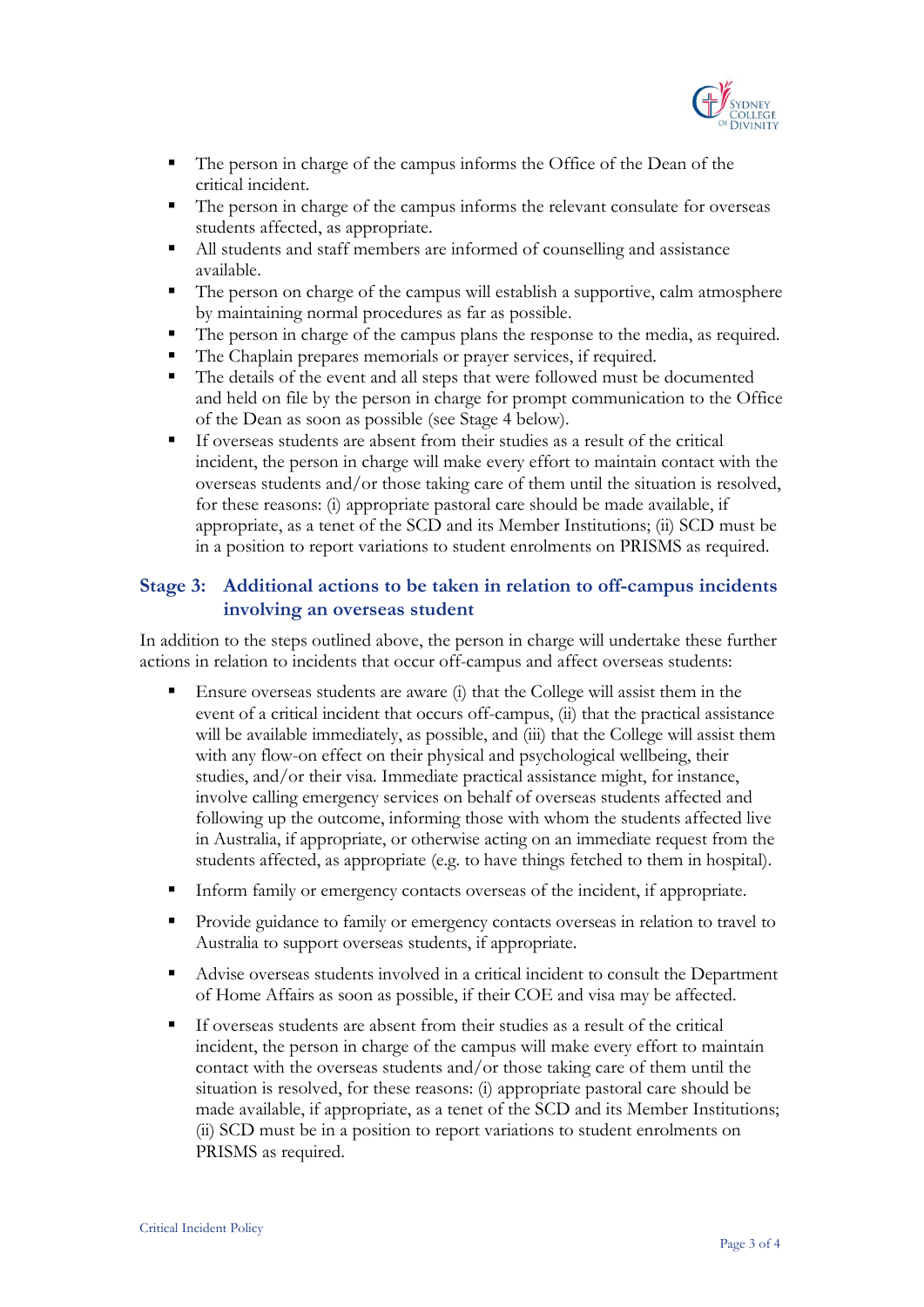- The person in charge of the campus informs the Office of the Dean of the critical incident.
- The person in charge of the campus informs the relevant consulate for overseas students affected, as appropriate.
- All students and staff members are informed of counselling and assistance available.
- The person on charge of the campus will establish a supportive, calm atmosphere by maintaining normal procedures as far as possible.
- The person in charge of the campus plans the response to the media, as required.
- The Chaplain prepares memorials or prayer services, if required.
- The details of the event and all steps that were followed must be documented and held on file by the person in charge for prompt communication to the Office of the Dean as soon as possible (see Stage 4 below).
- If overseas students are absent from their studies as a result of the critical incident, the person in charge will make every effort to maintain contact with the overseas students and/or those taking care of them until the situation is resolved, for these reasons: (i) appropriate pastoral care should be made available, if appropriate, as a tenet of the SCD and its Member Institutions; (ii) SCD must be in a position to report variations to student enrolments on PRISMS as required.

## Stage 3: Additional actions to be taken in relation to off-campus incidents involving an overseas student

In addition to the steps outlined above, the person in charge will undertake these further actions in relation to incidents that occur off-campus and affect overseas students:

- Ensure overseas students are aware (i) that the College will assist them in the event of a critical incident that occurs off-campus, (ii) that the practical assistance will be available immediately, as possible, and (iii) that the College will assist them with any flow-on effect on their physical and psychological wellbeing, their studies, and/or their visa. Immediate practical assistance might, for instance, involve calling emergency services on behalf of overseas students affected and following up the outcome, informing those with whom the students affected live in Australia, if appropriate, or otherwise acting on an immediate request from the students affected, as appropriate (e.g. to have things fetched to them in hospital).

- Inform family or emergency contacts overseas of the incident, if appropriate.

- Provide guidance to family or emergency contacts overseas in relation to travel to Australia to support overseas students, if appropriate.

- Advise overseas students involved in a critical incident to consult the Department of Home Affairs as soon as possible, if their COE and visa may be affected.

- If overseas students are absent from their studies as a result of the critical incident, the person in charge of the campus will make every effort to maintain contact with the overseas students and/or those taking care of them until the situation is resolved, for these reasons: (i) appropriate pastoral care should be made available, if appropriate, as a tenet of the SCD and its Member Institutions; (ii) SCD must be in a position to report variations to student enrolments on PRISMS as required.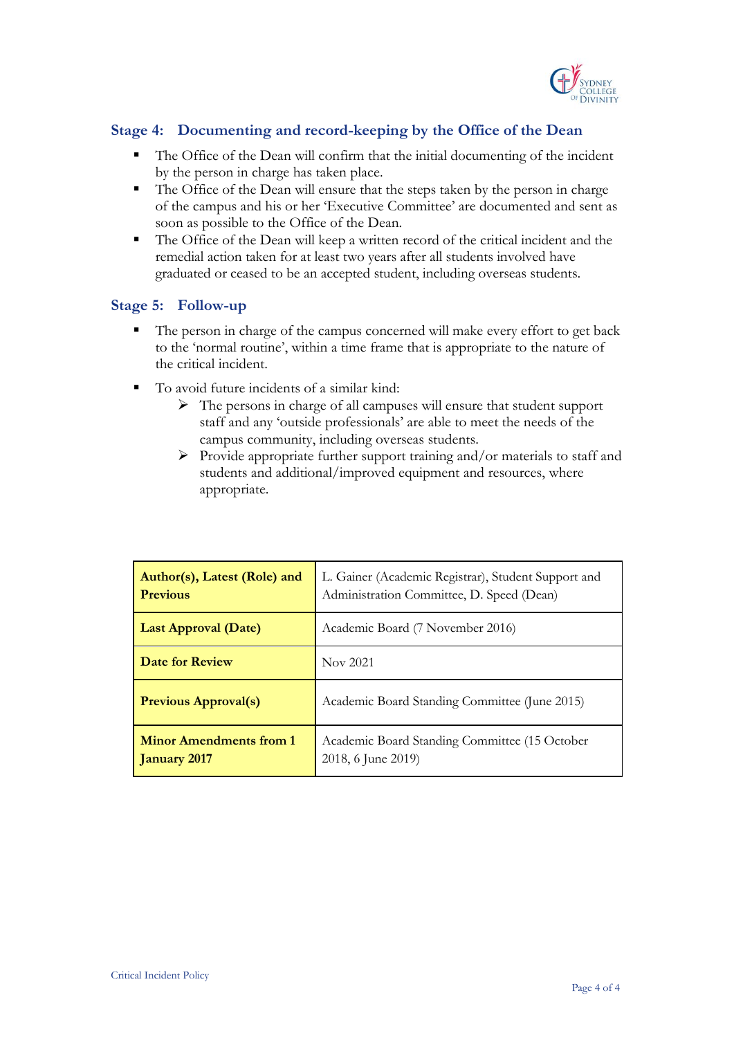## Stage 4: Documenting and record-keeping by the Office of the Dean

- The Office of the Dean will confirm that the initial documenting of the incident by the person in charge has taken place.
- The Office of the Dean will ensure that the steps taken by the person in charge of the campus and his or her 'Executive Committee' are documented and sent as soon as possible to the Office of the Dean.
- The Office of the Dean will keep a written record of the critical incident and the remedial action taken for at least two years after all students involved have graduated or ceased to be an accepted student, including overseas students.

## Stage 5: Follow-up

- The person in charge of the campus concerned will make every effort to get back to the 'normal routine', within a time frame that is appropriate to the nature of the critical incident.
- To avoid future incidents of a similar kind:
  - The persons in charge of all campuses will ensure that student support staff and any 'outside professionals' are able to meet the needs of the campus community, including overseas students.
  - Provide appropriate further support training and/or materials to staff and students and additional/improved equipment and resources, where appropriate.

| | |
|---|---|
| **Author(s), Latest (Role) and Previous** | L. Gainer (Academic Registrar), Student Support and Administration Committee, D. Speed (Dean) |
| **Last Approval (Date)** | Academic Board (7 November 2016) |
| **Date for Review** | Nov 2021 |
| **Previous Approval(s)** | Academic Board Standing Committee (June 2015) |
| **Minor Amendments from 1 January 2017** | Academic Board Standing Committee (15 October 2018, 6 June 2019) |